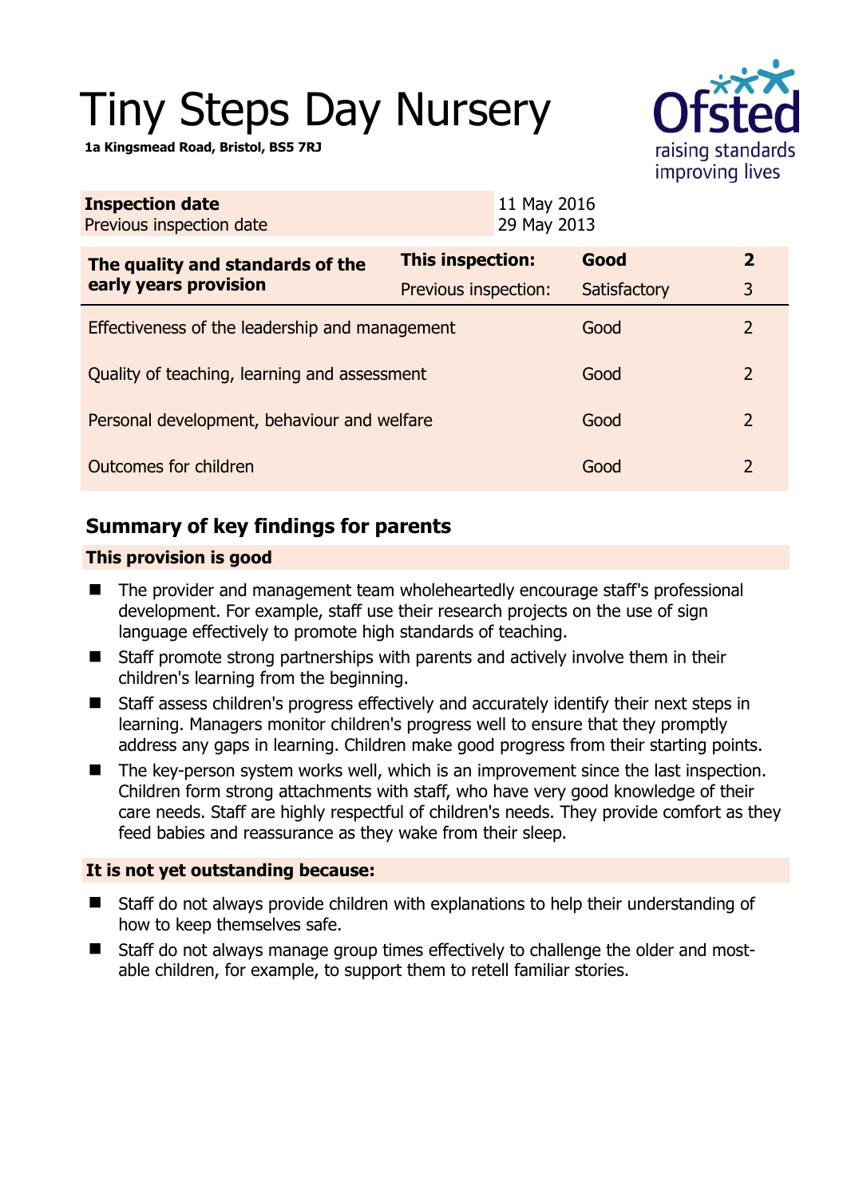# Tiny Steps Day Nursery

**1a Kingsmead Road, Bristol, BS5 7RJ**

Ofsted
raising standards
improving lives

| | |
|---|---|
| **Inspection date** | 11 May 2016 |
| Previous inspection date | 29 May 2013 |

| | | | |
|---|---|---|---|
| **The quality and standards of the early years provision** | **This inspection:** | **Good** | **2** |
| | Previous inspection: | Satisfactory | 3 |
| Effectiveness of the leadership and management | | Good | 2 |
| Quality of teaching, learning and assessment | | Good | 2 |
| Personal development, behaviour and welfare | | Good | 2 |
| Outcomes for children | | Good | 2 |

## Summary of key findings for parents

**This provision is good**

- The provider and management team wholeheartedly encourage staff's professional development. For example, staff use their research projects on the use of sign language effectively to promote high standards of teaching.
- Staff promote strong partnerships with parents and actively involve them in their children's learning from the beginning.
- Staff assess children's progress effectively and accurately identify their next steps in learning. Managers monitor children's progress well to ensure that they promptly address any gaps in learning. Children make good progress from their starting points.
- The key-person system works well, which is an improvement since the last inspection. Children form strong attachments with staff, who have very good knowledge of their care needs. Staff are highly respectful of children's needs. They provide comfort as they feed babies and reassurance as they wake from their sleep.

**It is not yet outstanding because:**

- Staff do not always provide children with explanations to help their understanding of how to keep themselves safe.
- Staff do not always manage group times effectively to challenge the older and most-able children, for example, to support them to retell familiar stories.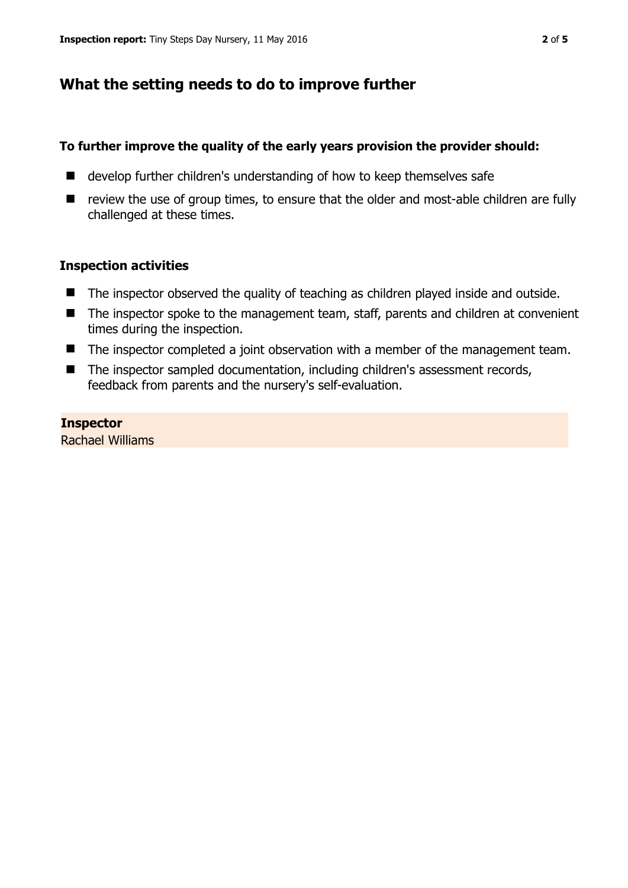## What the setting needs to do to improve further

**To further improve the quality of the early years provision the provider should:**

- develop further children's understanding of how to keep themselves safe
- review the use of group times, to ensure that the older and most-able children are fully challenged at these times.

### Inspection activities

- The inspector observed the quality of teaching as children played inside and outside.
- The inspector spoke to the management team, staff, parents and children at convenient times during the inspection.
- The inspector completed a joint observation with a member of the management team.
- The inspector sampled documentation, including children's assessment records, feedback from parents and the nursery's self-evaluation.

**Inspector**
Rachael Williams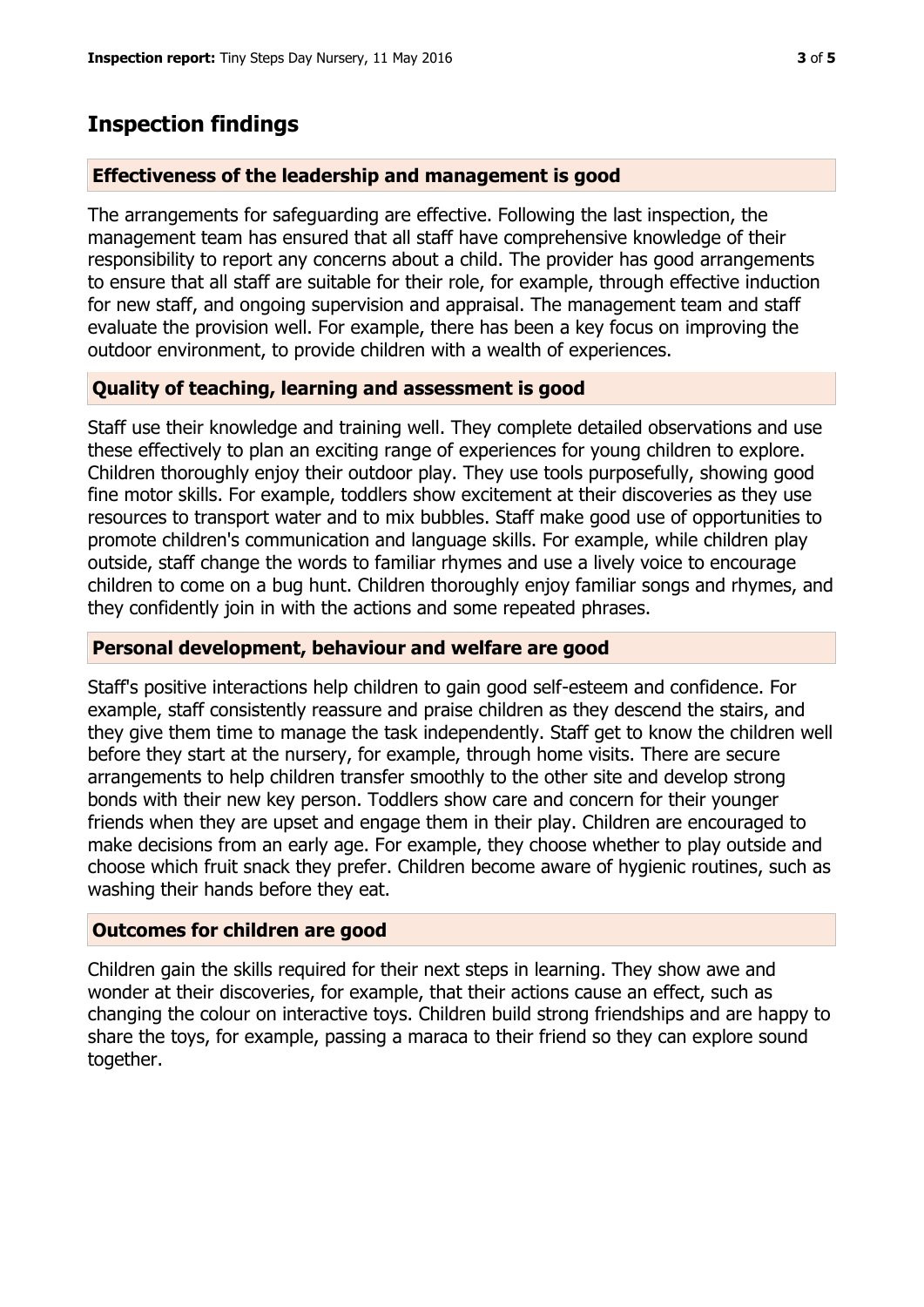## Inspection findings

### Effectiveness of the leadership and management is good

The arrangements for safeguarding are effective. Following the last inspection, the management team has ensured that all staff have comprehensive knowledge of their responsibility to report any concerns about a child. The provider has good arrangements to ensure that all staff are suitable for their role, for example, through effective induction for new staff, and ongoing supervision and appraisal. The management team and staff evaluate the provision well. For example, there has been a key focus on improving the outdoor environment, to provide children with a wealth of experiences.

### Quality of teaching, learning and assessment is good

Staff use their knowledge and training well. They complete detailed observations and use these effectively to plan an exciting range of experiences for young children to explore. Children thoroughly enjoy their outdoor play. They use tools purposefully, showing good fine motor skills. For example, toddlers show excitement at their discoveries as they use resources to transport water and to mix bubbles. Staff make good use of opportunities to promote children's communication and language skills. For example, while children play outside, staff change the words to familiar rhymes and use a lively voice to encourage children to come on a bug hunt. Children thoroughly enjoy familiar songs and rhymes, and they confidently join in with the actions and some repeated phrases.

### Personal development, behaviour and welfare are good

Staff's positive interactions help children to gain good self-esteem and confidence. For example, staff consistently reassure and praise children as they descend the stairs, and they give them time to manage the task independently. Staff get to know the children well before they start at the nursery, for example, through home visits. There are secure arrangements to help children transfer smoothly to the other site and develop strong bonds with their new key person. Toddlers show care and concern for their younger friends when they are upset and engage them in their play. Children are encouraged to make decisions from an early age. For example, they choose whether to play outside and choose which fruit snack they prefer. Children become aware of hygienic routines, such as washing their hands before they eat.

### Outcomes for children are good

Children gain the skills required for their next steps in learning. They show awe and wonder at their discoveries, for example, that their actions cause an effect, such as changing the colour on interactive toys. Children build strong friendships and are happy to share the toys, for example, passing a maraca to their friend so they can explore sound together.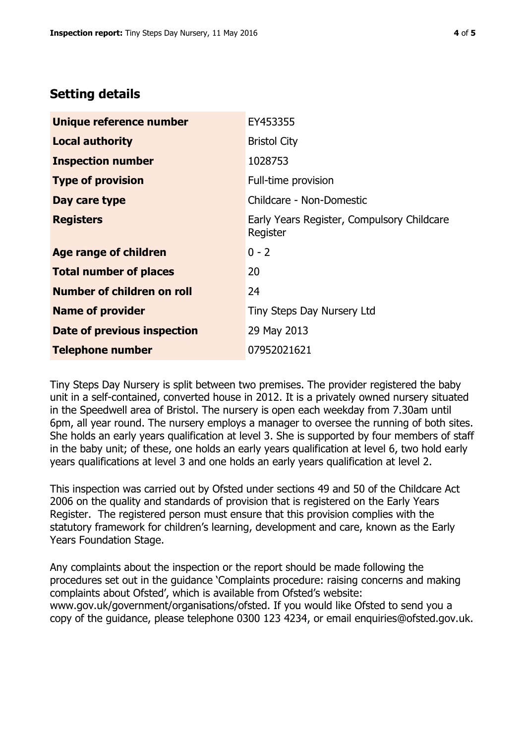## Setting details

| | |
|---|---|
| **Unique reference number** | EY453355 |
| **Local authority** | Bristol City |
| **Inspection number** | 1028753 |
| **Type of provision** | Full-time provision |
| **Day care type** | Childcare - Non-Domestic |
| **Registers** | Early Years Register, Compulsory Childcare Register |
| **Age range of children** | 0 - 2 |
| **Total number of places** | 20 |
| **Number of children on roll** | 24 |
| **Name of provider** | Tiny Steps Day Nursery Ltd |
| **Date of previous inspection** | 29 May 2013 |
| **Telephone number** | 07952021621 |

Tiny Steps Day Nursery is split between two premises. The provider registered the baby unit in a self-contained, converted house in 2012. It is a privately owned nursery situated in the Speedwell area of Bristol. The nursery is open each weekday from 7.30am until 6pm, all year round. The nursery employs a manager to oversee the running of both sites. She holds an early years qualification at level 3. She is supported by four members of staff in the baby unit; of these, one holds an early years qualification at level 6, two hold early years qualifications at level 3 and one holds an early years qualification at level 2.

This inspection was carried out by Ofsted under sections 49 and 50 of the Childcare Act 2006 on the quality and standards of provision that is registered on the Early Years Register. The registered person must ensure that this provision complies with the statutory framework for children's learning, development and care, known as the Early Years Foundation Stage.

Any complaints about the inspection or the report should be made following the procedures set out in the guidance 'Complaints procedure: raising concerns and making complaints about Ofsted', which is available from Ofsted's website: www.gov.uk/government/organisations/ofsted. If you would like Ofsted to send you a copy of the guidance, please telephone 0300 123 4234, or email enquiries@ofsted.gov.uk.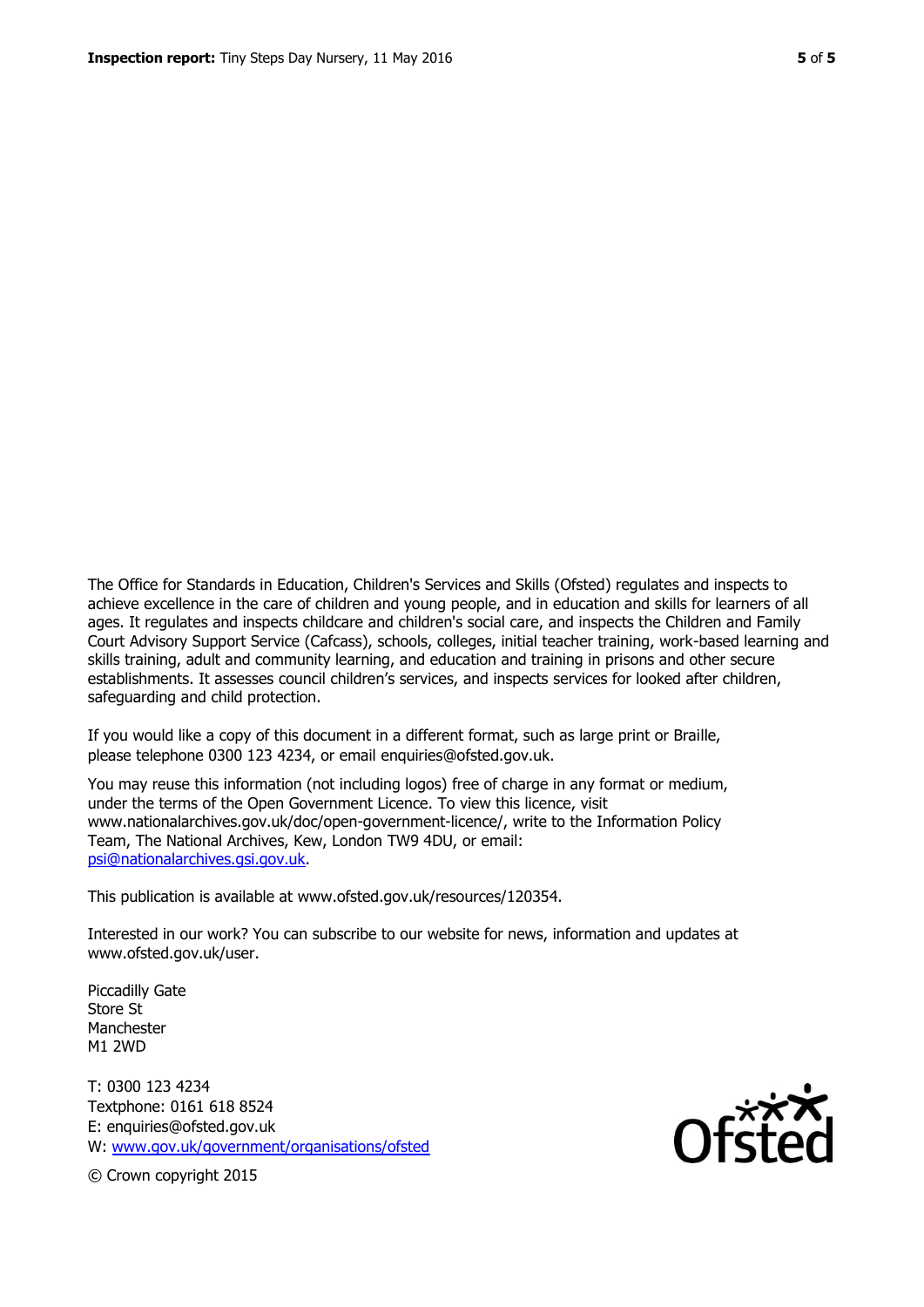The Office for Standards in Education, Children's Services and Skills (Ofsted) regulates and inspects to achieve excellence in the care of children and young people, and in education and skills for learners of all ages. It regulates and inspects childcare and children's social care, and inspects the Children and Family Court Advisory Support Service (Cafcass), schools, colleges, initial teacher training, work-based learning and skills training, adult and community learning, and education and training in prisons and other secure establishments. It assesses council children's services, and inspects services for looked after children, safeguarding and child protection.

If you would like a copy of this document in a different format, such as large print or Braille, please telephone 0300 123 4234, or email enquiries@ofsted.gov.uk.

You may reuse this information (not including logos) free of charge in any format or medium, under the terms of the Open Government Licence. To view this licence, visit www.nationalarchives.gov.uk/doc/open-government-licence/, write to the Information Policy Team, The National Archives, Kew, London TW9 4DU, or email: psi@nationalarchives.gsi.gov.uk.

This publication is available at www.ofsted.gov.uk/resources/120354.

Interested in our work? You can subscribe to our website for news, information and updates at www.ofsted.gov.uk/user.

Piccadilly Gate
Store St
Manchester
M1 2WD

T: 0300 123 4234
Textphone: 0161 618 8524
E: enquiries@ofsted.gov.uk
W: www.gov.uk/government/organisations/ofsted

© Crown copyright 2015